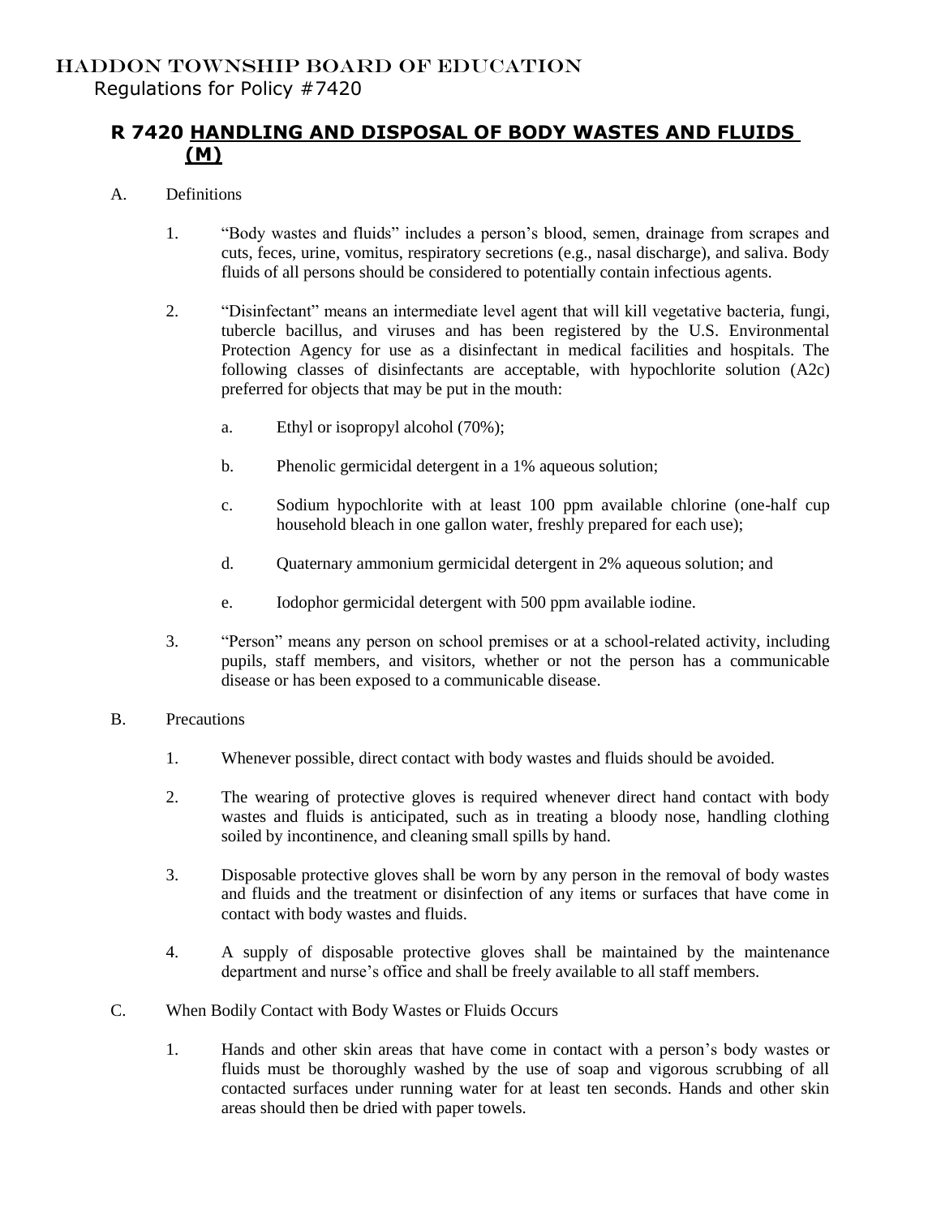# HADDON TOWNSHIP BOARD OF EDUCATION

Regulations for Policy #7420

## R 7420 HANDLING AND DISPOSAL OF BODY WASTES AND FLUIDS (M)

A. Definitions

1. "Body wastes and fluids" includes a person's blood, semen, drainage from scrapes and cuts, feces, urine, vomitus, respiratory secretions (e.g., nasal discharge), and saliva. Body fluids of all persons should be considered to potentially contain infectious agents.

2. "Disinfectant" means an intermediate level agent that will kill vegetative bacteria, fungi, tubercle bacillus, and viruses and has been registered by the U.S. Environmental Protection Agency for use as a disinfectant in medical facilities and hospitals. The following classes of disinfectants are acceptable, with hypochlorite solution (A2c) preferred for objects that may be put in the mouth:

   a. Ethyl or isopropyl alcohol (70%);

   b. Phenolic germicidal detergent in a 1% aqueous solution;

   c. Sodium hypochlorite with at least 100 ppm available chlorine (one-half cup household bleach in one gallon water, freshly prepared for each use);

   d. Quaternary ammonium germicidal detergent in 2% aqueous solution; and

   e. Iodophor germicidal detergent with 500 ppm available iodine.

3. "Person" means any person on school premises or at a school-related activity, including pupils, staff members, and visitors, whether or not the person has a communicable disease or has been exposed to a communicable disease.

B. Precautions

1. Whenever possible, direct contact with body wastes and fluids should be avoided.

2. The wearing of protective gloves is required whenever direct hand contact with body wastes and fluids is anticipated, such as in treating a bloody nose, handling clothing soiled by incontinence, and cleaning small spills by hand.

3. Disposable protective gloves shall be worn by any person in the removal of body wastes and fluids and the treatment or disinfection of any items or surfaces that have come in contact with body wastes and fluids.

4. A supply of disposable protective gloves shall be maintained by the maintenance department and nurse's office and shall be freely available to all staff members.

C. When Bodily Contact with Body Wastes or Fluids Occurs

1. Hands and other skin areas that have come in contact with a person's body wastes or fluids must be thoroughly washed by the use of soap and vigorous scrubbing of all contacted surfaces under running water for at least ten seconds. Hands and other skin areas should then be dried with paper towels.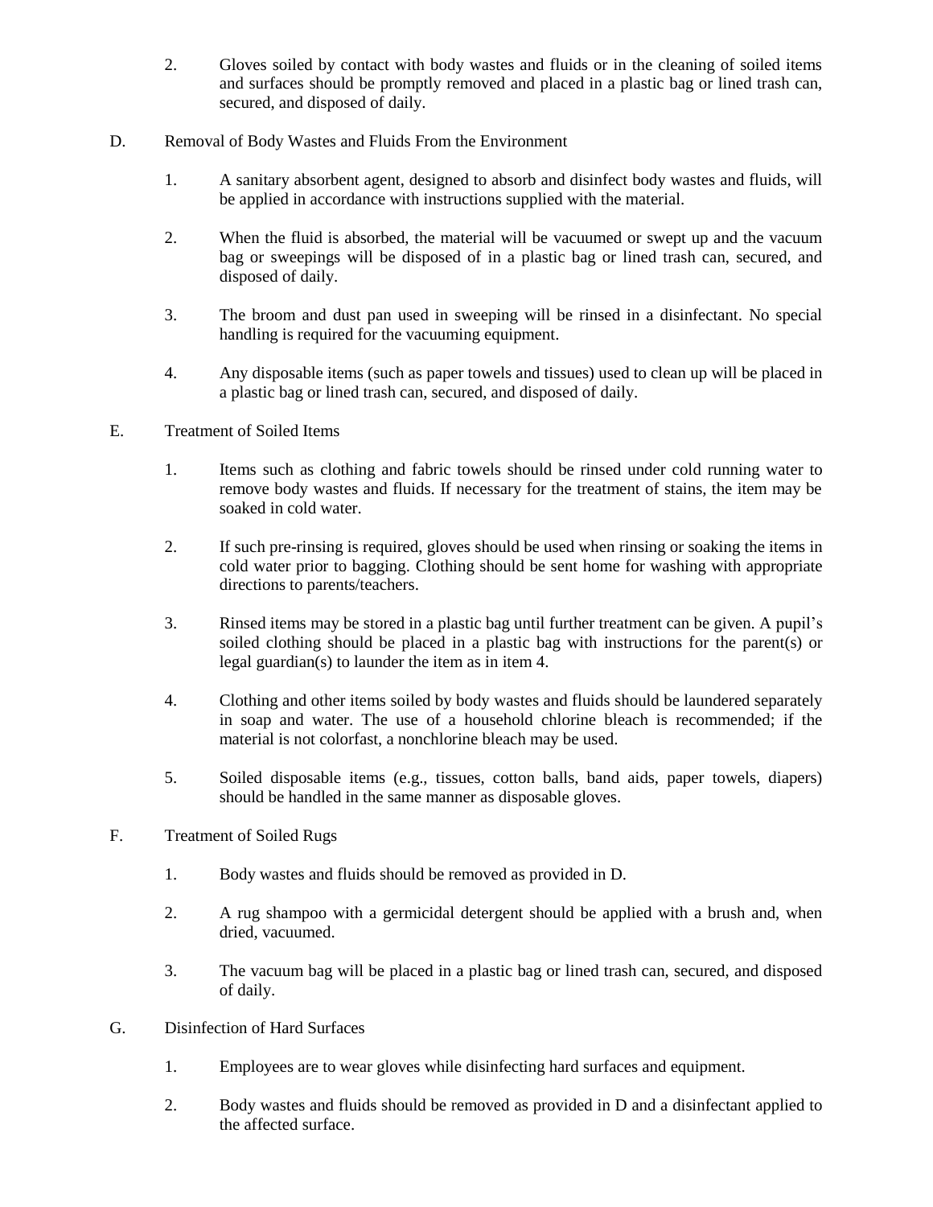2. Gloves soiled by contact with body wastes and fluids or in the cleaning of soiled items and surfaces should be promptly removed and placed in a plastic bag or lined trash can, secured, and disposed of daily.

D. Removal of Body Wastes and Fluids From the Environment

1. A sanitary absorbent agent, designed to absorb and disinfect body wastes and fluids, will be applied in accordance with instructions supplied with the material.

2. When the fluid is absorbed, the material will be vacuumed or swept up and the vacuum bag or sweepings will be disposed of in a plastic bag or lined trash can, secured, and disposed of daily.

3. The broom and dust pan used in sweeping will be rinsed in a disinfectant. No special handling is required for the vacuuming equipment.

4. Any disposable items (such as paper towels and tissues) used to clean up will be placed in a plastic bag or lined trash can, secured, and disposed of daily.

E. Treatment of Soiled Items

1. Items such as clothing and fabric towels should be rinsed under cold running water to remove body wastes and fluids. If necessary for the treatment of stains, the item may be soaked in cold water.

2. If such pre-rinsing is required, gloves should be used when rinsing or soaking the items in cold water prior to bagging. Clothing should be sent home for washing with appropriate directions to parents/teachers.

3. Rinsed items may be stored in a plastic bag until further treatment can be given. A pupil's soiled clothing should be placed in a plastic bag with instructions for the parent(s) or legal guardian(s) to launder the item as in item 4.

4. Clothing and other items soiled by body wastes and fluids should be laundered separately in soap and water. The use of a household chlorine bleach is recommended; if the material is not colorfast, a nonchlorine bleach may be used.

5. Soiled disposable items (e.g., tissues, cotton balls, band aids, paper towels, diapers) should be handled in the same manner as disposable gloves.

F. Treatment of Soiled Rugs

1. Body wastes and fluids should be removed as provided in D.

2. A rug shampoo with a germicidal detergent should be applied with a brush and, when dried, vacuumed.

3. The vacuum bag will be placed in a plastic bag or lined trash can, secured, and disposed of daily.

G. Disinfection of Hard Surfaces

1. Employees are to wear gloves while disinfecting hard surfaces and equipment.

2. Body wastes and fluids should be removed as provided in D and a disinfectant applied to the affected surface.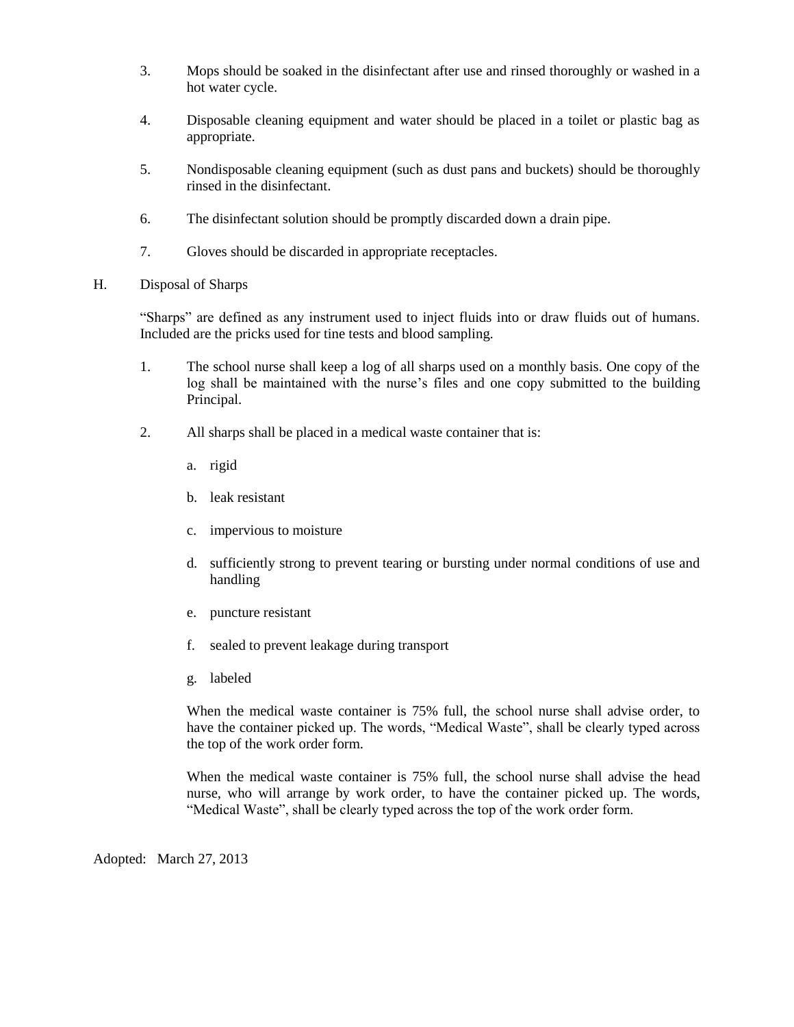3. Mops should be soaked in the disinfectant after use and rinsed thoroughly or washed in a hot water cycle.

4. Disposable cleaning equipment and water should be placed in a toilet or plastic bag as appropriate.

5. Nondisposable cleaning equipment (such as dust pans and buckets) should be thoroughly rinsed in the disinfectant.

6. The disinfectant solution should be promptly discarded down a drain pipe.

7. Gloves should be discarded in appropriate receptacles.

H. Disposal of Sharps

"Sharps" are defined as any instrument used to inject fluids into or draw fluids out of humans. Included are the pricks used for tine tests and blood sampling.

1. The school nurse shall keep a log of all sharps used on a monthly basis. One copy of the log shall be maintained with the nurse's files and one copy submitted to the building Principal.

2. All sharps shall be placed in a medical waste container that is:

   a. rigid

   b. leak resistant

   c. impervious to moisture

   d. sufficiently strong to prevent tearing or bursting under normal conditions of use and handling

   e. puncture resistant

   f. sealed to prevent leakage during transport

   g. labeled

   When the medical waste container is 75% full, the school nurse shall advise order, to have the container picked up. The words, "Medical Waste", shall be clearly typed across the top of the work order form.

   When the medical waste container is 75% full, the school nurse shall advise the head nurse, who will arrange by work order, to have the container picked up. The words, "Medical Waste", shall be clearly typed across the top of the work order form.

Adopted: March 27, 2013